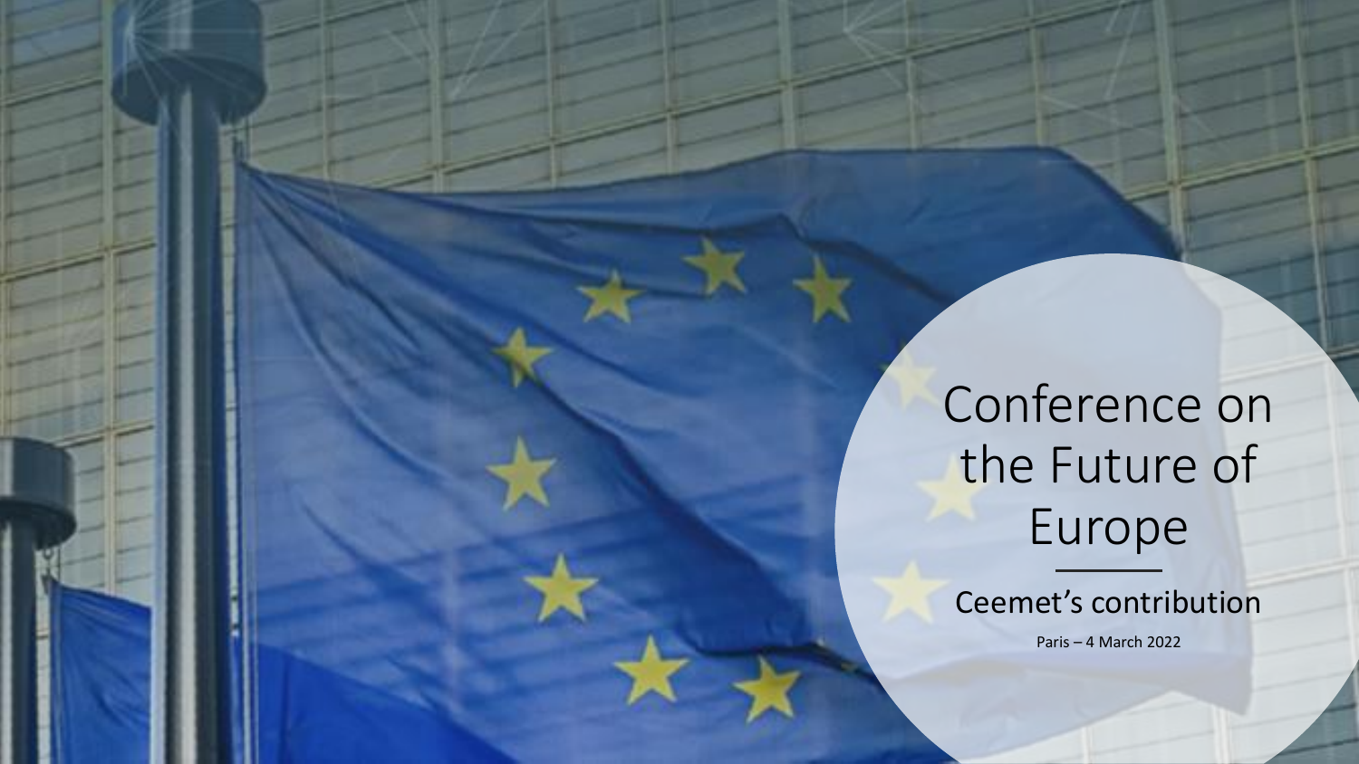# Conference on the Future of Europe

## Ceemet's contribution

Paris – 4 March 2022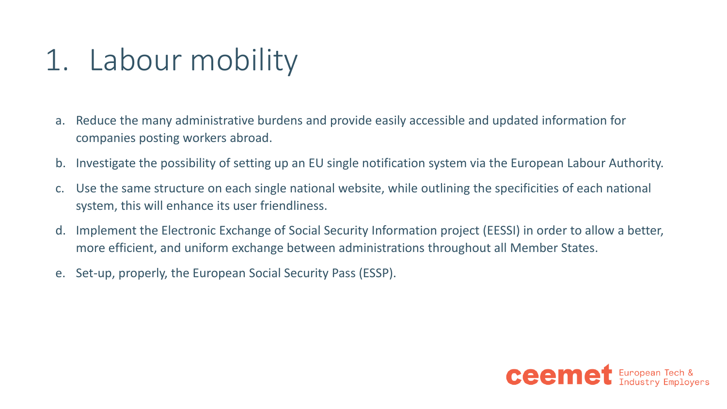# 1. Labour mobility

a. Reduce the many administrative burdens and provide easily accessible and updated information for companies posting workers abroad.

b. Investigate the possibility of setting up an EU single notification system via the European Labour Authority.

c. Use the same structure on each single national website, while outlining the specificities of each national system, this will enhance its user friendliness.

d. Implement the Electronic Exchange of Social Security Information project (EESSI) in order to allow a better, more efficient, and uniform exchange between administrations throughout all Member States.

e. Set-up, properly, the European Social Security Pass (ESSP).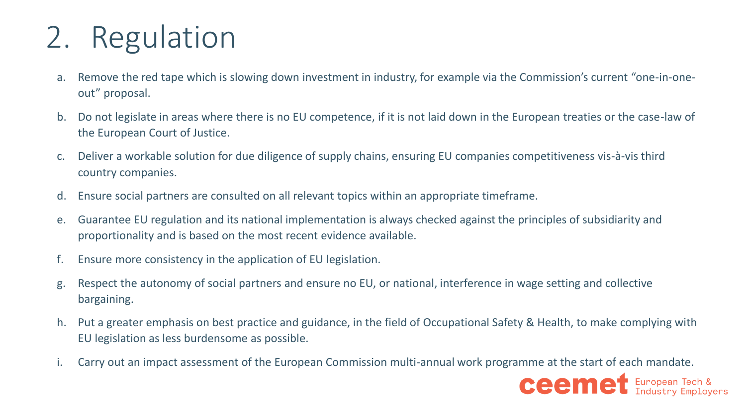# 2. Regulation

a. Remove the red tape which is slowing down investment in industry, for example via the Commission's current "one-in-one-out" proposal.

b. Do not legislate in areas where there is no EU competence, if it is not laid down in the European treaties or the case-law of the European Court of Justice.

c. Deliver a workable solution for due diligence of supply chains, ensuring EU companies competitiveness vis-à-vis third country companies.

d. Ensure social partners are consulted on all relevant topics within an appropriate timeframe.

e. Guarantee EU regulation and its national implementation is always checked against the principles of subsidiarity and proportionality and is based on the most recent evidence available.

f. Ensure more consistency in the application of EU legislation.

g. Respect the autonomy of social partners and ensure no EU, or national, interference in wage setting and collective bargaining.

h. Put a greater emphasis on best practice and guidance, in the field of Occupational Safety & Health, to make complying with EU legislation as less burdensome as possible.

i. Carry out an impact assessment of the European Commission multi-annual work programme at the start of each mandate.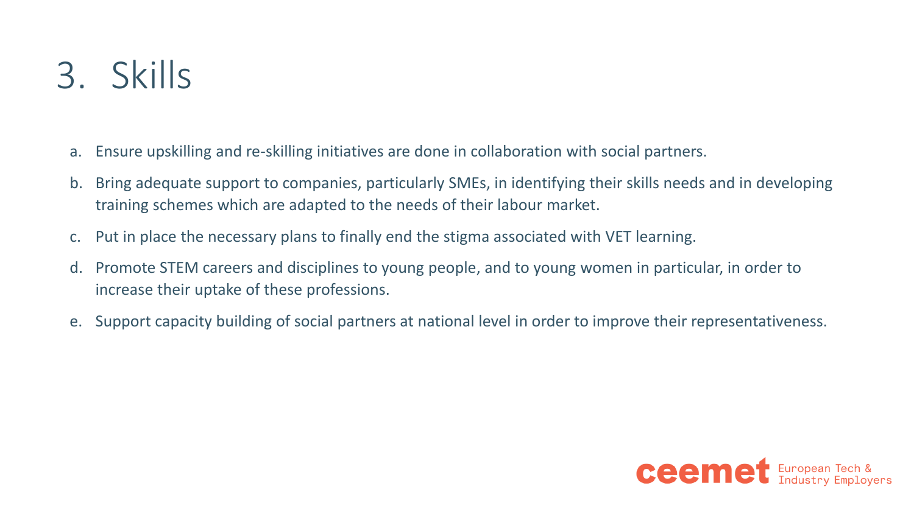# 3. Skills

a. Ensure upskilling and re-skilling initiatives are done in collaboration with social partners.

b. Bring adequate support to companies, particularly SMEs, in identifying their skills needs and in developing training schemes which are adapted to the needs of their labour market.

c. Put in place the necessary plans to finally end the stigma associated with VET learning.

d. Promote STEM careers and disciplines to young people, and to young women in particular, in order to increase their uptake of these professions.

e. Support capacity building of social partners at national level in order to improve their representativeness.